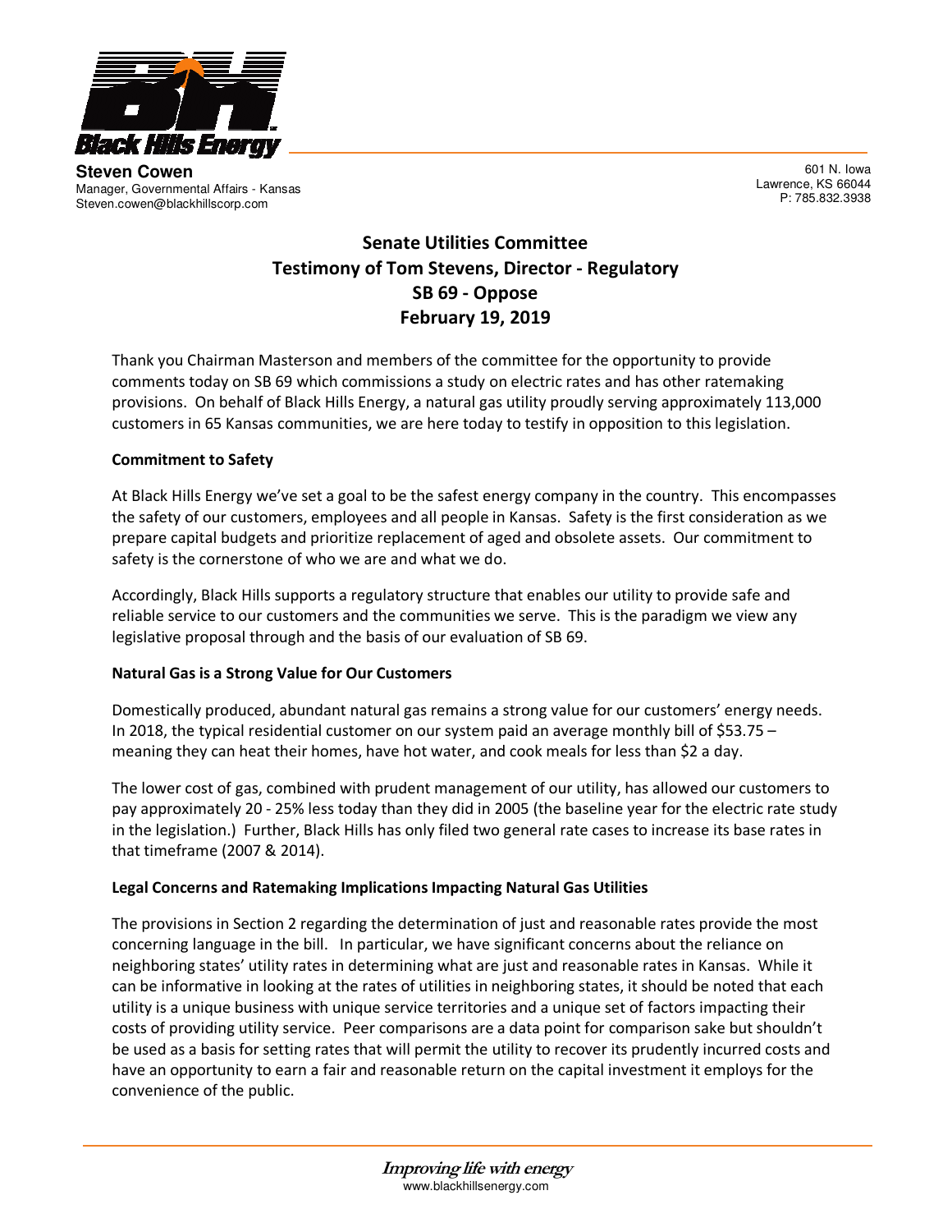**Steven Cowen**
Manager, Governmental Affairs - Kansas
Steven.cowen@blackhillscorp.com

601 N. Iowa
Lawrence, KS 66044
P: 785.832.3938

# Senate Utilities Committee
## Testimony of Tom Stevens, Director - Regulatory
## SB 69 - Oppose
## February 19, 2019

Thank you Chairman Masterson and members of the committee for the opportunity to provide comments today on SB 69 which commissions a study on electric rates and has other ratemaking provisions. On behalf of Black Hills Energy, a natural gas utility proudly serving approximately 113,000 customers in 65 Kansas communities, we are here today to testify in opposition to this legislation.

**Commitment to Safety**

At Black Hills Energy we've set a goal to be the safest energy company in the country. This encompasses the safety of our customers, employees and all people in Kansas. Safety is the first consideration as we prepare capital budgets and prioritize replacement of aged and obsolete assets. Our commitment to safety is the cornerstone of who we are and what we do.

Accordingly, Black Hills supports a regulatory structure that enables our utility to provide safe and reliable service to our customers and the communities we serve. This is the paradigm we view any legislative proposal through and the basis of our evaluation of SB 69.

**Natural Gas is a Strong Value for Our Customers**

Domestically produced, abundant natural gas remains a strong value for our customers' energy needs. In 2018, the typical residential customer on our system paid an average monthly bill of $53.75 – meaning they can heat their homes, have hot water, and cook meals for less than $2 a day.

The lower cost of gas, combined with prudent management of our utility, has allowed our customers to pay approximately 20 - 25% less today than they did in 2005 (the baseline year for the electric rate study in the legislation.) Further, Black Hills has only filed two general rate cases to increase its base rates in that timeframe (2007 & 2014).

**Legal Concerns and Ratemaking Implications Impacting Natural Gas Utilities**

The provisions in Section 2 regarding the determination of just and reasonable rates provide the most concerning language in the bill. In particular, we have significant concerns about the reliance on neighboring states' utility rates in determining what are just and reasonable rates in Kansas. While it can be informative in looking at the rates of utilities in neighboring states, it should be noted that each utility is a unique business with unique service territories and a unique set of factors impacting their costs of providing utility service. Peer comparisons are a data point for comparison sake but shouldn't be used as a basis for setting rates that will permit the utility to recover its prudently incurred costs and have an opportunity to earn a fair and reasonable return on the capital investment it employs for the convenience of the public.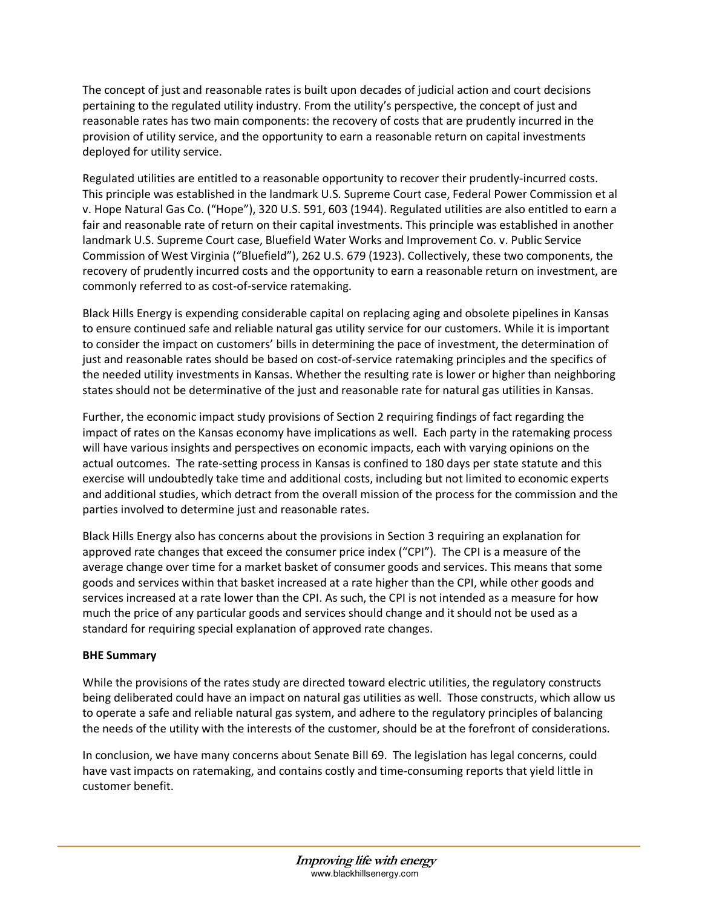The concept of just and reasonable rates is built upon decades of judicial action and court decisions pertaining to the regulated utility industry. From the utility's perspective, the concept of just and reasonable rates has two main components: the recovery of costs that are prudently incurred in the provision of utility service, and the opportunity to earn a reasonable return on capital investments deployed for utility service.

Regulated utilities are entitled to a reasonable opportunity to recover their prudently-incurred costs. This principle was established in the landmark U.S. Supreme Court case, Federal Power Commission et al v. Hope Natural Gas Co. ("Hope"), 320 U.S. 591, 603 (1944). Regulated utilities are also entitled to earn a fair and reasonable rate of return on their capital investments. This principle was established in another landmark U.S. Supreme Court case, Bluefield Water Works and Improvement Co. v. Public Service Commission of West Virginia ("Bluefield"), 262 U.S. 679 (1923). Collectively, these two components, the recovery of prudently incurred costs and the opportunity to earn a reasonable return on investment, are commonly referred to as cost-of-service ratemaking.

Black Hills Energy is expending considerable capital on replacing aging and obsolete pipelines in Kansas to ensure continued safe and reliable natural gas utility service for our customers. While it is important to consider the impact on customers' bills in determining the pace of investment, the determination of just and reasonable rates should be based on cost-of-service ratemaking principles and the specifics of the needed utility investments in Kansas. Whether the resulting rate is lower or higher than neighboring states should not be determinative of the just and reasonable rate for natural gas utilities in Kansas.

Further, the economic impact study provisions of Section 2 requiring findings of fact regarding the impact of rates on the Kansas economy have implications as well. Each party in the ratemaking process will have various insights and perspectives on economic impacts, each with varying opinions on the actual outcomes. The rate-setting process in Kansas is confined to 180 days per state statute and this exercise will undoubtedly take time and additional costs, including but not limited to economic experts and additional studies, which detract from the overall mission of the process for the commission and the parties involved to determine just and reasonable rates.

Black Hills Energy also has concerns about the provisions in Section 3 requiring an explanation for approved rate changes that exceed the consumer price index ("CPI"). The CPI is a measure of the average change over time for a market basket of consumer goods and services. This means that some goods and services within that basket increased at a rate higher than the CPI, while other goods and services increased at a rate lower than the CPI. As such, the CPI is not intended as a measure for how much the price of any particular goods and services should change and it should not be used as a standard for requiring special explanation of approved rate changes.

**BHE Summary**

While the provisions of the rates study are directed toward electric utilities, the regulatory constructs being deliberated could have an impact on natural gas utilities as well. Those constructs, which allow us to operate a safe and reliable natural gas system, and adhere to the regulatory principles of balancing the needs of the utility with the interests of the customer, should be at the forefront of considerations.

In conclusion, we have many concerns about Senate Bill 69. The legislation has legal concerns, could have vast impacts on ratemaking, and contains costly and time-consuming reports that yield little in customer benefit.